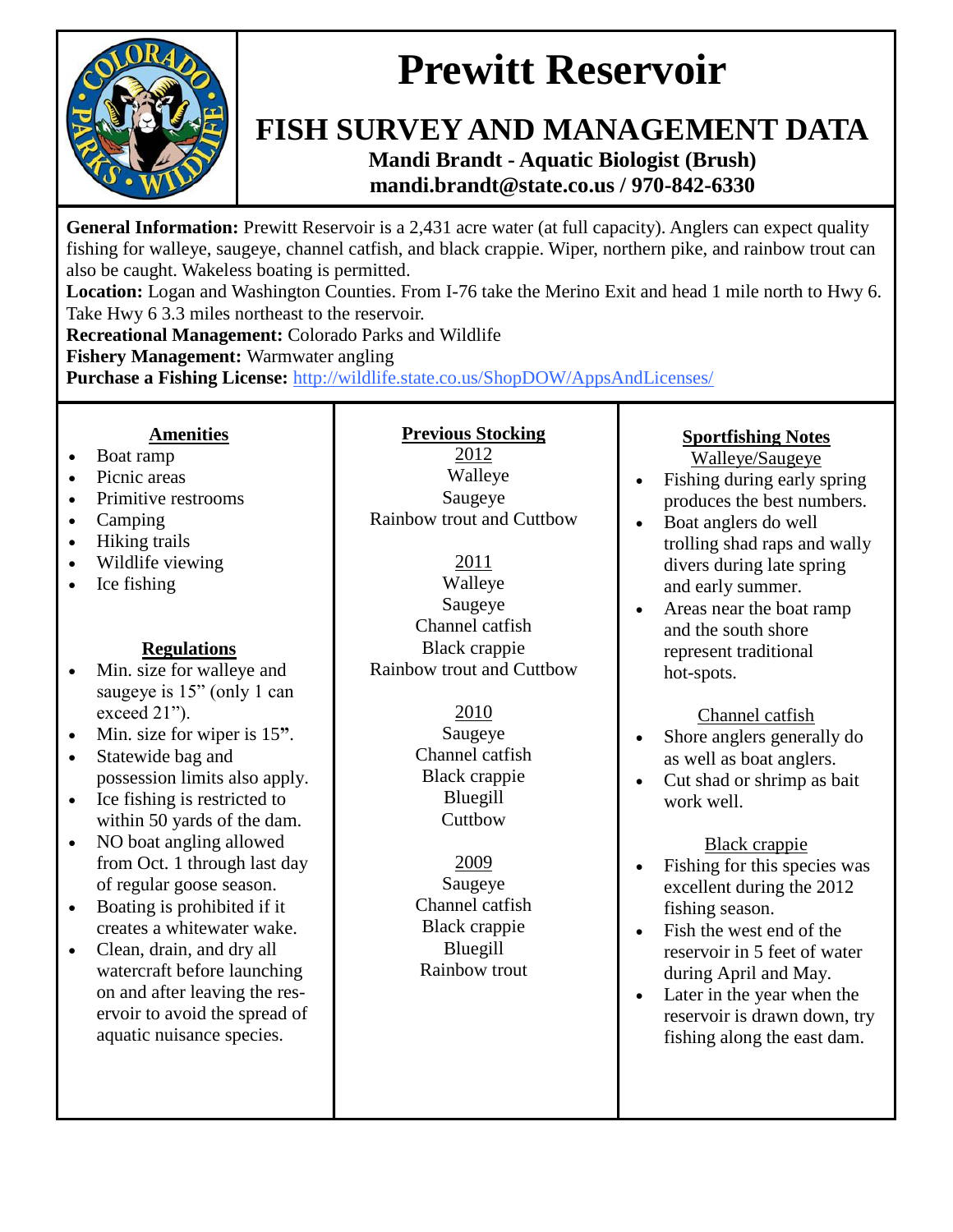# Prewitt Reservoir

## FISH SURVEY AND MANAGEMENT DATA

**Mandi Brandt - Aquatic Biologist (Brush)**
**mandi.brandt@state.co.us / 970-842-6330**

**General Information:** Prewitt Reservoir is a 2,431 acre water (at full capacity). Anglers can expect quality fishing for walleye, saugeye, channel catfish, and black crappie. Wiper, northern pike, and rainbow trout can also be caught. Wakeless boating is permitted.

**Location:** Logan and Washington Counties. From I-76 take the Merino Exit and head 1 mile north to Hwy 6. Take Hwy 6 3.3 miles northeast to the reservoir.

**Recreational Management:** Colorado Parks and Wildlife

**Fishery Management:** Warmwater angling

**Purchase a Fishing License:** [http://wildlife.state.co.us/ShopDOW/AppsAndLicenses/](http://wildlife.state.co.us/ShopDOW/AppsAndLicenses/)

### Amenities

- Boat ramp
- Picnic areas
- Primitive restrooms
- Camping
- Hiking trails
- Wildlife viewing
- Ice fishing

### Regulations

- Min. size for walleye and saugeye is 15" (only 1 can exceed 21").
- Min. size for wiper is 15**"**.
- Statewide bag and possession limits also apply.
- Ice fishing is restricted to within 50 yards of the dam.
- NO boat angling allowed from Oct. 1 through last day of regular goose season.
- Boating is prohibited if it creates a whitewater wake.
- Clean, drain, and dry all watercraft before launching on and after leaving the reservoir to avoid the spread of aquatic nuisance species.

### Previous Stocking

**2012**
Walleye
Saugeye
Rainbow trout and Cuttbow

**2011**
Walleye
Saugeye
Channel catfish
Black crappie
Rainbow trout and Cuttbow

**2010**
Saugeye
Channel catfish
Black crappie
Bluegill
Cuttbow

**2009**
Saugeye
Channel catfish
Black crappie
Bluegill
Rainbow trout

### Sportfishing Notes

**Walleye/Saugeye**

- Fishing during early spring produces the best numbers.
- Boat anglers do well trolling shad raps and wally divers during late spring and early summer.
- Areas near the boat ramp and the south shore represent traditional hot-spots.

**Channel catfish**

- Shore anglers generally do as well as boat anglers.
- Cut shad or shrimp as bait work well.

**Black crappie**

- Fishing for this species was excellent during the 2012 fishing season.
- Fish the west end of the reservoir in 5 feet of water during April and May.
- Later in the year when the reservoir is drawn down, try fishing along the east dam.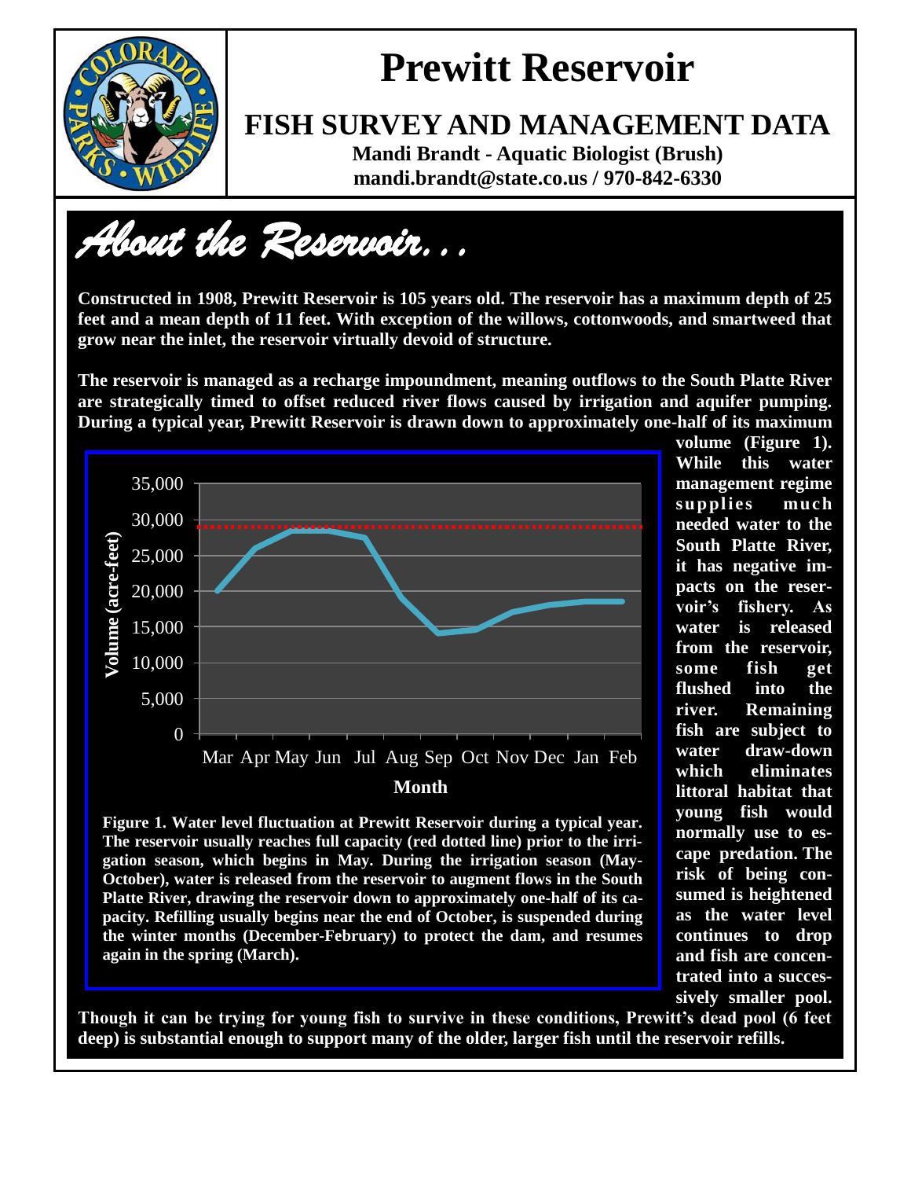# Prewitt Reservoir

## FISH SURVEY AND MANAGEMENT DATA

**Mandi Brandt - Aquatic Biologist (Brush)**
**mandi.brandt@state.co.us / 970-842-6330**

## *About the Reservoir…*

**Constructed in 1908, Prewitt Reservoir is 105 years old. The reservoir has a maximum depth of 25 feet and a mean depth of 11 feet. With exception of the willows, cottonwoods, and smartweed that grow near the inlet, the reservoir virtually devoid of structure.**

**The reservoir is managed as a recharge impoundment, meaning outflows to the South Platte River are strategically timed to offset reduced river flows caused by irrigation and aquifer pumping. During a typical year, Prewitt Reservoir is drawn down to approximately one-half of its maximum volume (Figure 1). While this water management regime supplies much needed water to the South Platte River, it has negative impacts on the reservoir's fishery. As water is released from the reservoir, some fish get flushed into the river. Remaining fish are subject to water draw-down which eliminates littoral habitat that young fish would normally use to escape predation. The risk of being consumed is heightened as the water level continues to drop and fish are concentrated into a successively smaller pool.**

**Figure 1. Water level fluctuation at Prewitt Reservoir during a typical year. The reservoir usually reaches full capacity (red dotted line) prior to the irrigation season, which begins in May. During the irrigation season (May-October), water is released from the reservoir to augment flows in the South Platte River, drawing the reservoir down to approximately one-half of its capacity. Refilling usually begins near the end of October, is suspended during the winter months (December-February) to protect the dam, and resumes again in the spring (March).**

**Though it can be trying for young fish to survive in these conditions, Prewitt's dead pool (6 feet deep) is substantial enough to support many of the older, larger fish until the reservoir refills.**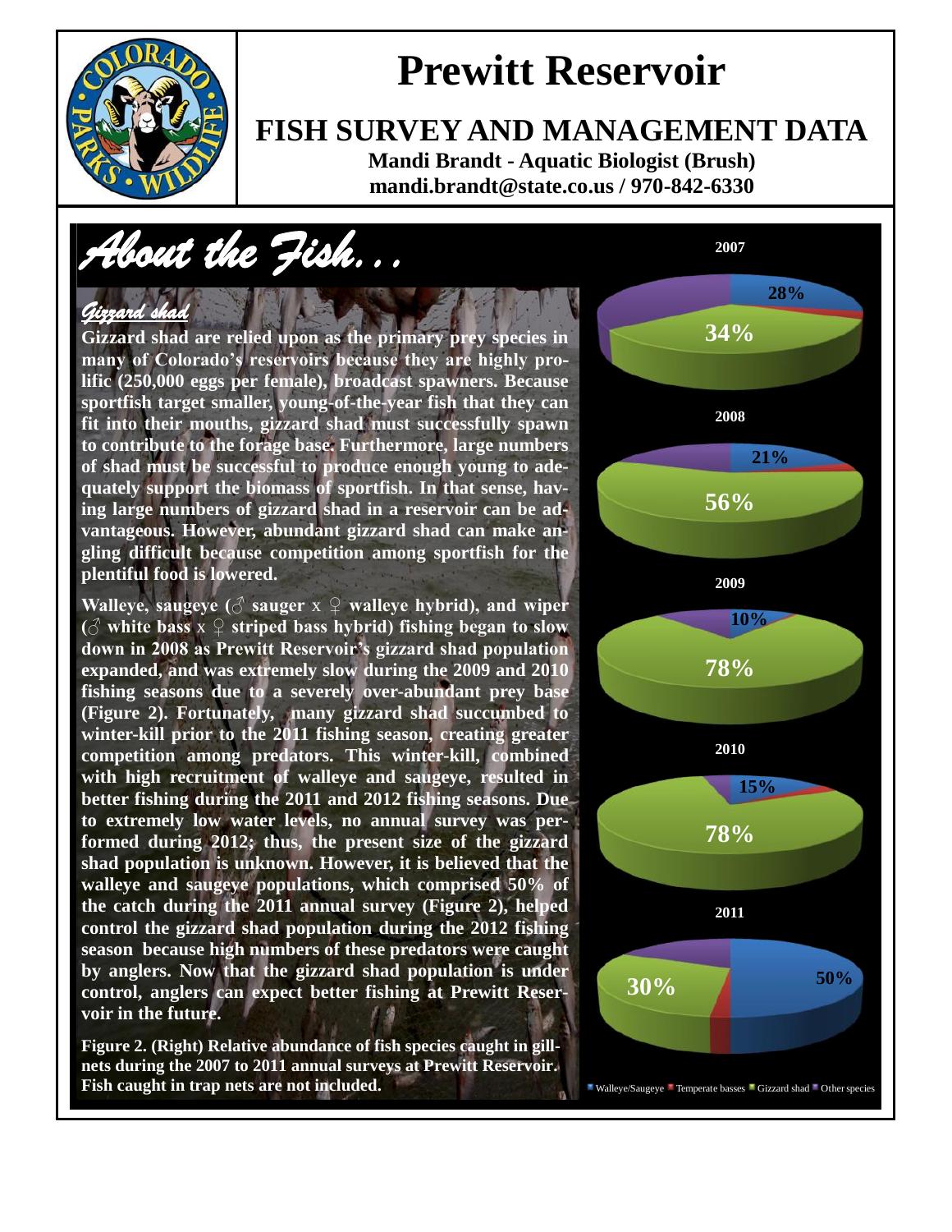# Prewitt Reservoir

## FISH SURVEY AND MANAGEMENT DATA

**Mandi Brandt - Aquatic Biologist (Brush)**
**mandi.brandt@state.co.us / 970-842-6330**

## *About the Fish...*

### *Gizzard shad*

**Gizzard shad are relied upon as the primary prey species in many of Colorado's reservoirs because they are highly prolific (250,000 eggs per female), broadcast spawners. Because sportfish target smaller, young-of-the-year fish that they can fit into their mouths, gizzard shad must successfully spawn to contribute to the forage base. Furthermore, large numbers of shad must be successful to produce enough young to adequately support the biomass of sportfish. In that sense, having large numbers of gizzard shad in a reservoir can be advantageous. However, abundant gizzard shad can make angling difficult because competition among sportfish for the plentiful food is lowered.**

**Walleye, saugeye (♂ sauger x ♀ walleye hybrid), and wiper (♂ white bass x ♀ striped bass hybrid) fishing began to slow down in 2008 as Prewitt Reservoir's gizzard shad population expanded, and was extremely slow during the 2009 and 2010 fishing seasons due to a severely over-abundant prey base (Figure 2). Fortunately, many gizzard shad succumbed to winter-kill prior to the 2011 fishing season, creating greater competition among predators. This winter-kill, combined with high recruitment of walleye and saugeye, resulted in better fishing during the 2011 and 2012 fishing seasons. Due to extremely low water levels, no annual survey was performed during 2012; thus, the present size of the gizzard shad population is unknown. However, it is believed that the walleye and saugeye populations, which comprised 50% of the catch during the 2011 annual survey (Figure 2), helped control the gizzard shad population during the 2012 fishing season because high numbers of these predators were caught by anglers. Now that the gizzard shad population is under control, anglers can expect better fishing at Prewitt Reservoir in the future.**

| Year | Walleye/Saugeye | Gizzard shad |
|---|---|---|
| 2007 | 28% | 34% |
| 2008 | 21% | 56% |
| 2009 | 10% | 78% |
| 2010 | 15% | 78% |
| 2011 | 50% | 30% |

Walleye/Saugeye · Temperate basses · Gizzard shad · Other species

**Figure 2. (Right) Relative abundance of fish species caught in gill-nets during the 2007 to 2011 annual surveys at Prewitt Reservoir. Fish caught in trap nets are not included.**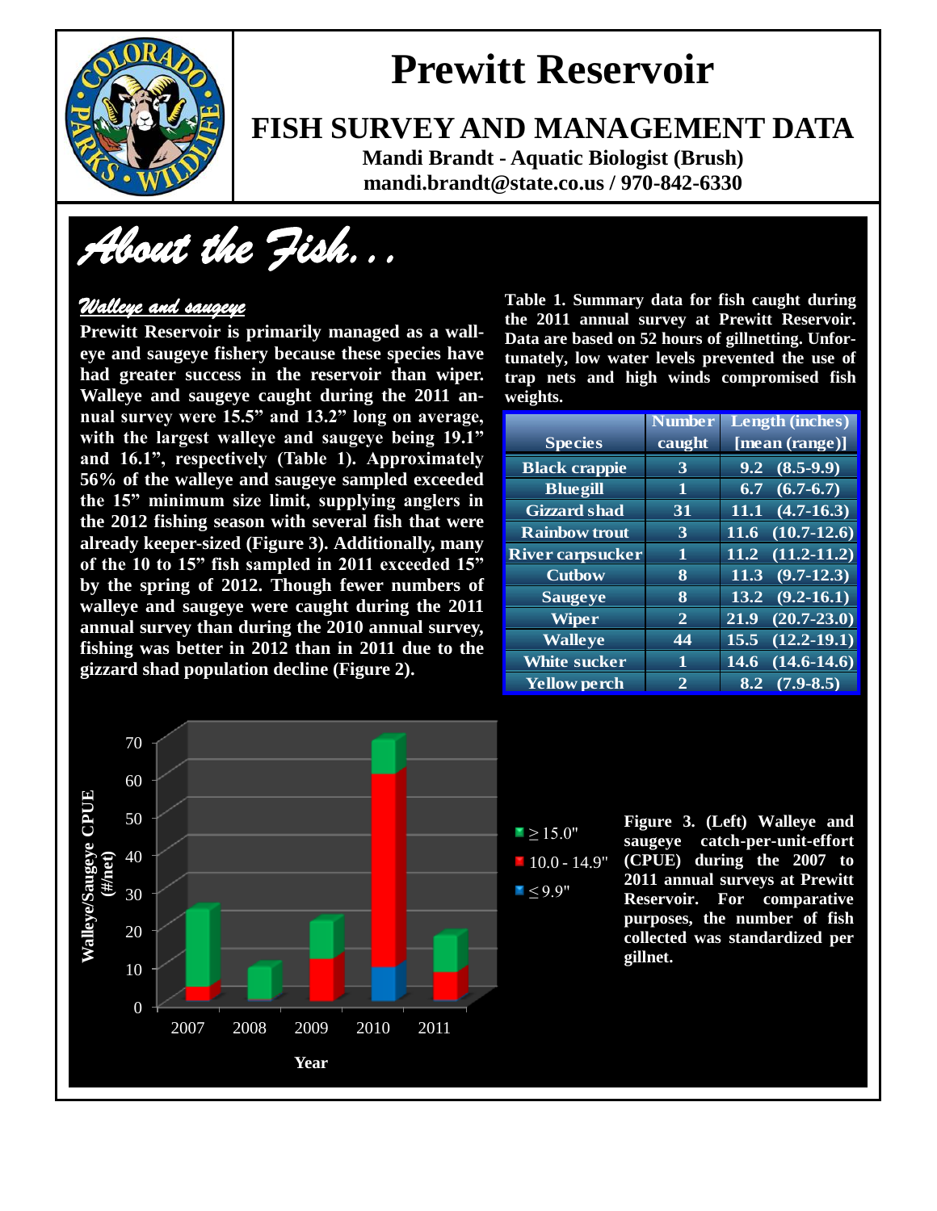# Prewitt Reservoir

## FISH SURVEY AND MANAGEMENT DATA

**Mandi Brandt - Aquatic Biologist (Brush)**
**mandi.brandt@state.co.us / 970-842-6330**

# *About the Fish...*

### *Walleye and saugeye*

**Prewitt Reservoir is primarily managed as a walleye and saugeye fishery because these species have had greater success in the reservoir than wiper. Walleye and saugeye caught during the 2011 annual survey were 15.5" and 13.2" long on average, with the largest walleye and saugeye being 19.1" and 16.1", respectively (Table 1). Approximately 56% of the walleye and saugeye sampled exceeded the 15" minimum size limit, supplying anglers in the 2012 fishing season with several fish that were already keeper-sized (Figure 3). Additionally, many of the 10 to 15" fish sampled in 2011 exceeded 15" by the spring of 2012. Though fewer numbers of walleye and saugeye were caught during the 2011 annual survey than during the 2010 annual survey, fishing was better in 2012 than in 2011 due to the gizzard shad population decline (Figure 2).**

**Table 1. Summary data for fish caught during the 2011 annual survey at Prewitt Reservoir. Data are based on 52 hours of gillnetting. Unfortunately, low water levels prevented the use of trap nets and high winds compromised fish weights.**

| Species | Number caught | Length (inches) [mean (range)] |
|---|---|---|
| Black crappie | 3 | 9.2 (8.5-9.9) |
| Bluegill | 1 | 6.7 (6.7-6.7) |
| Gizzard shad | 31 | 11.1 (4.7-16.3) |
| Rainbow trout | 3 | 11.6 (10.7-12.6) |
| River carpsucker | 1 | 11.2 (11.2-11.2) |
| Cutbow | 8 | 11.3 (9.7-12.3) |
| Saugeye | 8 | 13.2 (9.2-16.1) |
| Wiper | 2 | 21.9 (20.7-23.0) |
| Walleye | 44 | 15.5 (12.2-19.1) |
| White sucker | 1 | 14.6 (14.6-14.6) |
| Yellow perch | 2 | 8.2 (7.9-8.5) |

**Figure 3. (Left) Walleye and saugeye catch-per-unit-effort (CPUE) during the 2007 to 2011 annual surveys at Prewitt Reservoir. For comparative purposes, the number of fish collected was standardized per gillnet.**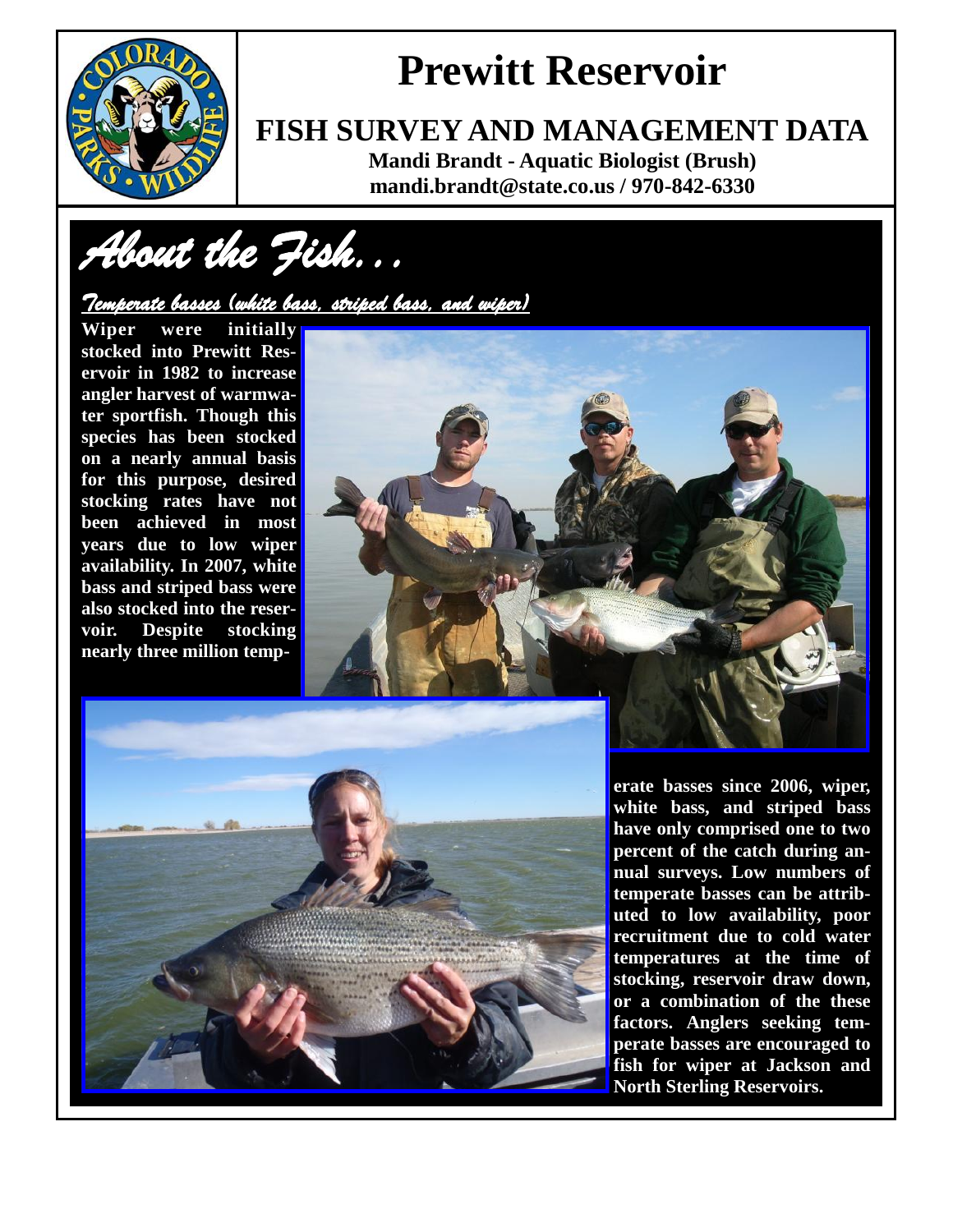# Prewitt Reservoir

## FISH SURVEY AND MANAGEMENT DATA

**Mandi Brandt - Aquatic Biologist (Brush)**
**mandi.brandt@state.co.us / 970-842-6330**

# *About the Fish...*

### *Temperate basses (white bass, striped bass, and wiper)*

**Wiper were initially stocked into Prewitt Reservoir in 1982 to increase angler harvest of warmwater sportfish. Though this species has been stocked on a nearly annual basis for this purpose, desired stocking rates have not been achieved in most years due to low wiper availability. In 2007, white bass and striped bass were also stocked into the reservoir. Despite stocking nearly three million temperate basses since 2006, wiper, white bass, and striped bass have only comprised one to two percent of the catch during annual surveys. Low numbers of temperate basses can be attributed to low availability, poor recruitment due to cold water temperatures at the time of stocking, reservoir draw down, or a combination of the these factors. Anglers seeking temperate basses are encouraged to fish for wiper at Jackson and North Sterling Reservoirs.**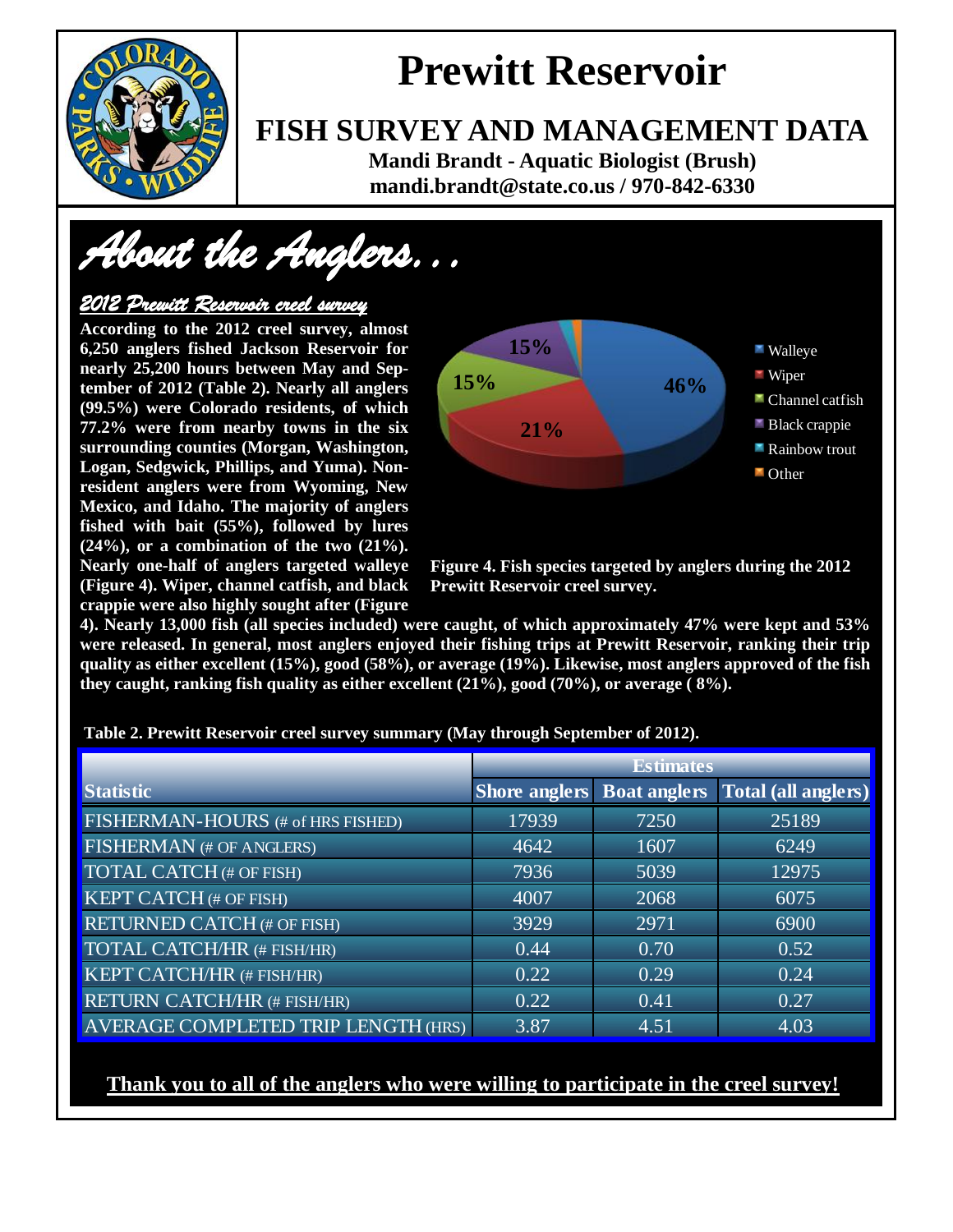# Prewitt Reservoir

## FISH SURVEY AND MANAGEMENT DATA

**Mandi Brandt - Aquatic Biologist (Brush)**
**mandi.brandt@state.co.us / 970-842-6330**

## *About the Anglers…*

### *2012 Prewitt Reservoir creel survey*

**According to the 2012 creel survey, almost 6,250 anglers fished Jackson Reservoir for nearly 25,200 hours between May and September of 2012 (Table 2). Nearly all anglers (99.5%) were Colorado residents, of which 77.2% were from nearby towns in the six surrounding counties (Morgan, Washington, Logan, Sedgwick, Phillips, and Yuma). Non-resident anglers were from Wyoming, New Mexico, and Idaho. The majority of anglers fished with bait (55%), followed by lures (24%), or a combination of the two (21%). Nearly one-half of anglers targeted walleye (Figure 4). Wiper, channel catfish, and black crappie were also highly sought after (Figure 4). Nearly 13,000 fish (all species included) were caught, of which approximately 47% were kept and 53% were released. In general, most anglers enjoyed their fishing trips at Prewitt Reservoir, ranking their trip quality as either excellent (15%), good (58%), or average (19%). Likewise, most anglers approved of the fish they caught, ranking fish quality as either excellent (21%), good (70%), or average ( 8%).**

| Species | Percent |
|---|---|
| Walleye | 46% |
| Wiper | 21% |
| Channel catfish | 15% |
| Black crappie | 15% |
| Rainbow trout | |
| Other | |

**Figure 4. Fish species targeted by anglers during the 2012 Prewitt Reservoir creel survey.**

**Table 2. Prewitt Reservoir creel survey summary (May through September of 2012).**

| Statistic | Estimates | | |
|---|---|---|---|
| | Shore anglers | Boat anglers | Total (all anglers) |
| FISHERMAN-HOURS (# of HRS FISHED) | 17939 | 7250 | 25189 |
| FISHERMAN (# OF ANGLERS) | 4642 | 1607 | 6249 |
| TOTAL CATCH (# OF FISH) | 7936 | 5039 | 12975 |
| KEPT CATCH (# OF FISH) | 4007 | 2068 | 6075 |
| RETURNED CATCH (# OF FISH) | 3929 | 2971 | 6900 |
| TOTAL CATCH/HR (# FISH/HR) | 0.44 | 0.70 | 0.52 |
| KEPT CATCH/HR (# FISH/HR) | 0.22 | 0.29 | 0.24 |
| RETURN CATCH/HR (# FISH/HR) | 0.22 | 0.41 | 0.27 |
| AVERAGE COMPLETED TRIP LENGTH (HRS) | 3.87 | 4.51 | 4.03 |

**Thank you to all of the anglers who were willing to participate in the creel survey!**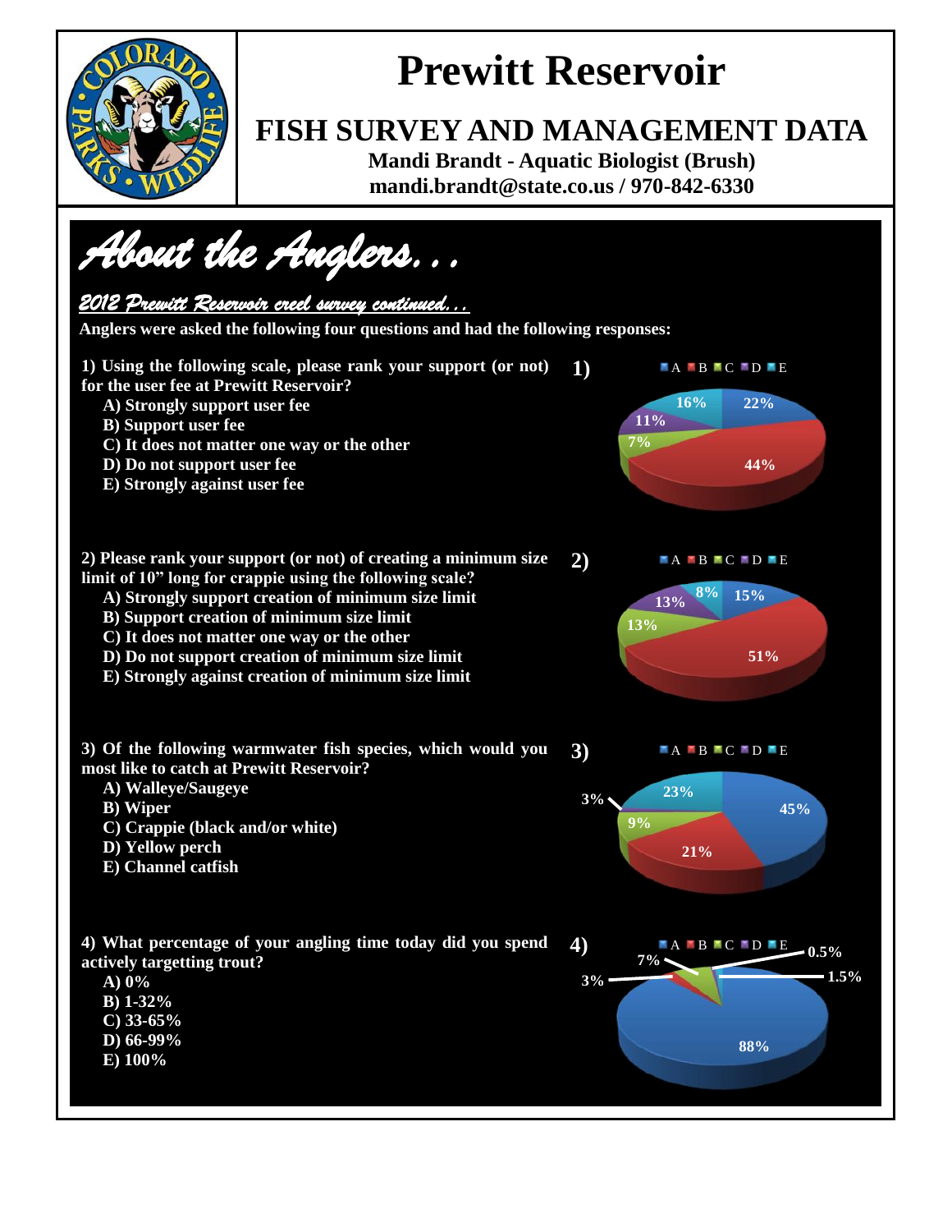# Prewitt Reservoir

## FISH SURVEY AND MANAGEMENT DATA

**Mandi Brandt - Aquatic Biologist (Brush)**
**mandi.brandt@state.co.us / 970-842-6330**

# *About the Anglers…*

### *2012 Prewitt Reservoir creel survey continued…*

**Anglers were asked the following four questions and had the following responses:**

**1) Using the following scale, please rank your support (or not) for the user fee at Prewitt Reservoir?**

- **A) Strongly support user fee**
- **B) Support user fee**
- **C) It does not matter one way or the other**
- **D) Do not support user fee**
- **E) Strongly against user fee**

**1)** A: 22%, B: 44%, C: 7%, D: 11%, E: 16%

**2) Please rank your support (or not) of creating a minimum size limit of 10" long for crappie using the following scale?**

- **A) Strongly support creation of minimum size limit**
- **B) Support creation of minimum size limit**
- **C) It does not matter one way or the other**
- **D) Do not support creation of minimum size limit**
- **E) Strongly against creation of minimum size limit**

**2)** A: 15%, B: 51%, C: 13%, D: 13%, E: 8%

**3) Of the following warmwater fish species, which would you most like to catch at Prewitt Reservoir?**

- **A) Walleye/Saugeye**
- **B) Wiper**
- **C) Crappie (black and/or white)**
- **D) Yellow perch**
- **E) Channel catfish**

**3)** A: 45%, B: 21%, C: 9%, D: 3%, E: 23%

**4) What percentage of your angling time today did you spend actively targetting trout?**

- **A) 0%**
- **B) 1-32%**
- **C) 33-65%**
- **D) 66-99%**
- **E) 100%**

**4)** A: 88%, B: 3%, C: 7%, D: 0.5%, E: 1.5%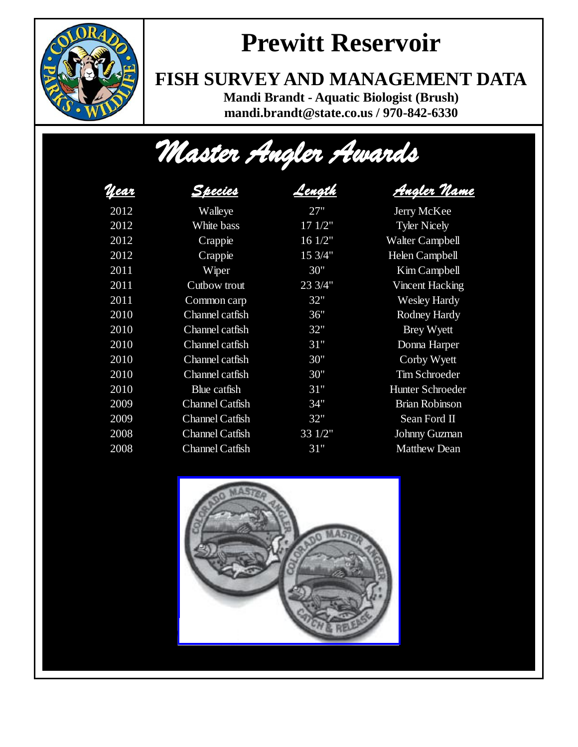# Prewitt Reservoir

## FISH SURVEY AND MANAGEMENT DATA

**Mandi Brandt - Aquatic Biologist (Brush)**
**mandi.brandt@state.co.us / 970-842-6330**

## *Master Angler Awards*

| Year | Species | Length | Angler Name |
|---|---|---|---|
| 2012 | Walleye | 27" | Jerry McKee |
| 2012 | White bass | 17 1/2" | Tyler Nicely |
| 2012 | Crappie | 16 1/2" | Walter Campbell |
| 2012 | Crappie | 15 3/4" | Helen Campbell |
| 2011 | Wiper | 30" | Kim Campbell |
| 2011 | Cutbow trout | 23 3/4" | Vincent Hacking |
| 2011 | Common carp | 32" | Wesley Hardy |
| 2010 | Channel catfish | 36" | Rodney Hardy |
| 2010 | Channel catfish | 32" | Brey Wyett |
| 2010 | Channel catfish | 31" | Donna Harper |
| 2010 | Channel catfish | 30" | Corby Wyett |
| 2010 | Channel catfish | 30" | Tim Schroeder |
| 2010 | Blue catfish | 31" | Hunter Schroeder |
| 2009 | Channel Catfish | 34" | Brian Robinson |
| 2009 | Channel Catfish | 32" | Sean Ford II |
| 2008 | Channel Catfish | 33 1/2" | Johnny Guzman |
| 2008 | Channel Catfish | 31" | Matthew Dean |